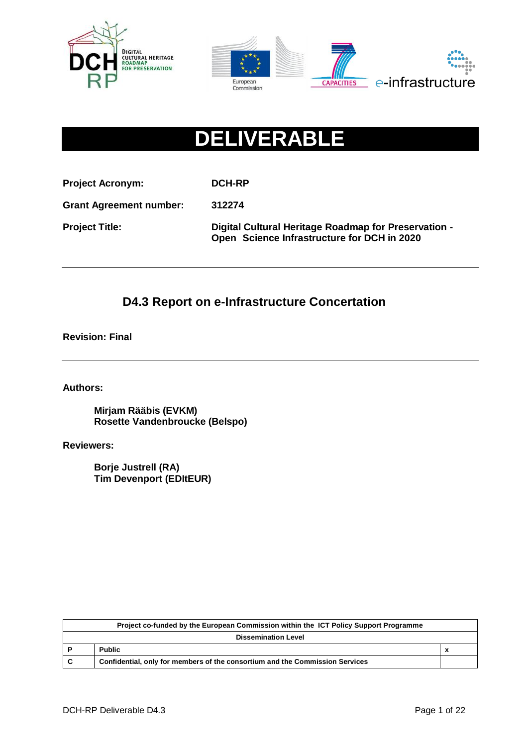# DELIVERABLE

**Project Acronym:** DCH-RP

**Grant Agreement number:** 312274

**Project Title:** Digital Cultural Heritage Roadmap for Preservation - Open Science Infrastructure for DCH in 2020

---

## D4.3 Report on e-Infrastructure Concertation

**Revision: Final**

---

**Authors:**

**Mirjam Rääbis (EVKM)**
**Rosette Vandenbroucke (Belspo)**

**Reviewers:**

**Borje Justrell (RA)**
**Tim Devenport (EDItEUR)**

| Project co-funded by the European Commission within the ICT Policy Support Programme | | |
|---|---|---|
| Dissemination Level | | |
| P | Public | x |
| C | Confidential, only for members of the consortium and the Commission Services | |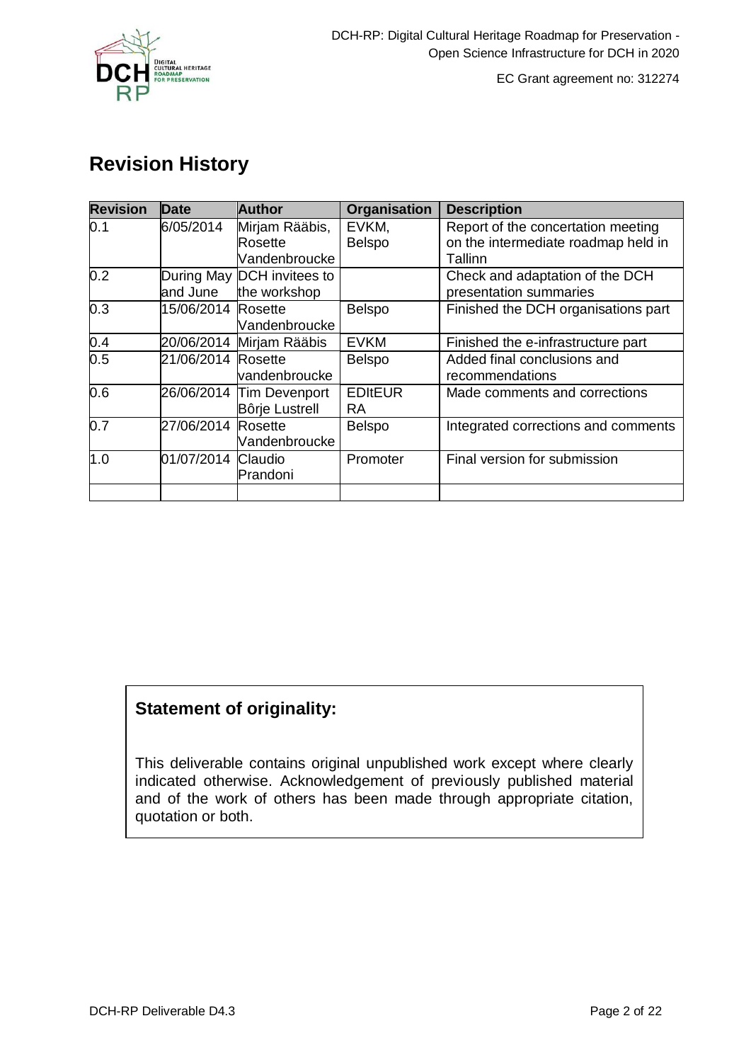## Revision History

| Revision | Date | Author | Organisation | Description |
|---|---|---|---|---|
| 0.1 | 6/05/2014 | Mirjam Rääbis, Rosette Vandenbroucke | EVKM, Belspo | Report of the concertation meeting on the intermediate roadmap held in Tallinn |
| 0.2 | During May and June | DCH invitees to the workshop | | Check and adaptation of the DCH presentation summaries |
| 0.3 | 15/06/2014 | Rosette Vandenbroucke | Belspo | Finished the DCH organisations part |
| 0.4 | 20/06/2014 | Mirjam Rääbis | EVKM | Finished the e-infrastructure part |
| 0.5 | 21/06/2014 | Rosette vandenbroucke | Belspo | Added final conclusions and recommendations |
| 0.6 | 26/06/2014 | Tim Devenport Bôrje Lustrell | EDItEUR RA | Made comments and corrections |
| 0.7 | 27/06/2014 | Rosette Vandenbroucke | Belspo | Integrated corrections and comments |
| 1.0 | 01/07/2014 | Claudio Prandoni | Promoter | Final version for submission |
| | | | | |

**Statement of originality:**

This deliverable contains original unpublished work except where clearly indicated otherwise. Acknowledgement of previously published material and of the work of others has been made through appropriate citation, quotation or both.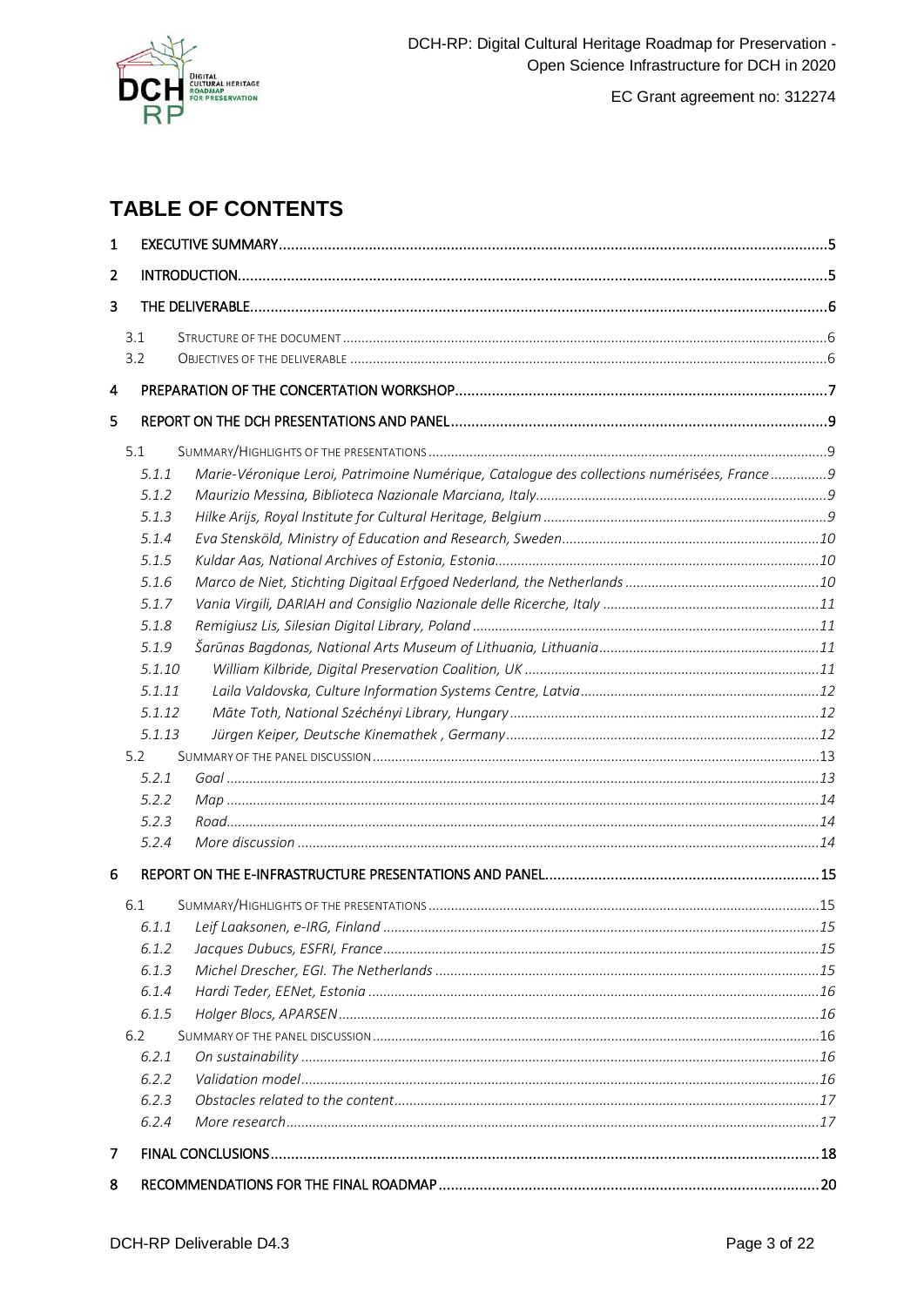# TABLE OF CONTENTS

1 EXECUTIVE SUMMARY .......... 5

2 INTRODUCTION .......... 5

3 THE DELIVERABLE .......... 6

- 3.1 STRUCTURE OF THE DOCUMENT .......... 6
- 3.2 OBJECTIVES OF THE DELIVERABLE .......... 6

4 PREPARATION OF THE CONCERTATION WORKSHOP .......... 7

5 REPORT ON THE DCH PRESENTATIONS AND PANEL .......... 9

- 5.1 SUMMARY/HIGHLIGHTS OF THE PRESENTATIONS .......... 9
  - 5.1.1 *Marie-Véronique Leroi, Patrimoine Numérique, Catalogue des collections numérisées, France* .......... 9
  - 5.1.2 *Maurizio Messina, Biblioteca Nazionale Marciana, Italy* .......... 9
  - 5.1.3 *Hilke Arijs, Royal Institute for Cultural Heritage, Belgium* .......... 9
  - 5.1.4 *Eva Stensköld, Ministry of Education and Research, Sweden* .......... 10
  - 5.1.5 *Kuldar Aas, National Archives of Estonia, Estonia* .......... 10
  - 5.1.6 *Marco de Niet, Stichting Digitaal Erfgoed Nederland, the Netherlands* .......... 10
  - 5.1.7 *Vania Virgili, DARIAH and Consiglio Nazionale delle Ricerche, Italy* .......... 11
  - 5.1.8 *Remigiusz Lis, Silesian Digital Library, Poland* .......... 11
  - 5.1.9 *Šarūnas Bagdonas, National Arts Museum of Lithuania, Lithuania* .......... 11
  - 5.1.10 *William Kilbride, Digital Preservation Coalition, UK* .......... 11
  - 5.1.11 *Laila Valdovska, Culture Information Systems Centre, Latvia* .......... 12
  - 5.1.12 *Māte Toth, National Széchényi Library, Hungary* .......... 12
  - 5.1.13 *Jürgen Keiper, Deutsche Kinemathek , Germany* .......... 12
- 5.2 SUMMARY OF THE PANEL DISCUSSION .......... 13
  - 5.2.1 *Goal* .......... 13
  - 5.2.2 *Map* .......... 14
  - 5.2.3 *Road* .......... 14
  - 5.2.4 *More discussion* .......... 14

6 REPORT ON THE E-INFRASTRUCTURE PRESENTATIONS AND PANEL .......... 15

- 6.1 SUMMARY/HIGHLIGHTS OF THE PRESENTATIONS .......... 15
  - 6.1.1 *Leif Laaksonen, e-IRG, Finland* .......... 15
  - 6.1.2 *Jacques Dubucs, ESFRI, France* .......... 15
  - 6.1.3 *Michel Drescher, EGI. The Netherlands* .......... 15
  - 6.1.4 *Hardi Teder, EENet, Estonia* .......... 16
  - 6.1.5 *Holger Blocs, APARSEN* .......... 16
- 6.2 SUMMARY OF THE PANEL DISCUSSION .......... 16
  - 6.2.1 *On sustainability* .......... 16
  - 6.2.2 *Validation model* .......... 16
  - 6.2.3 *Obstacles related to the content* .......... 17
  - 6.2.4 *More research* .......... 17

7 FINAL CONCLUSIONS .......... 18

8 RECOMMENDATIONS FOR THE FINAL ROADMAP .......... 20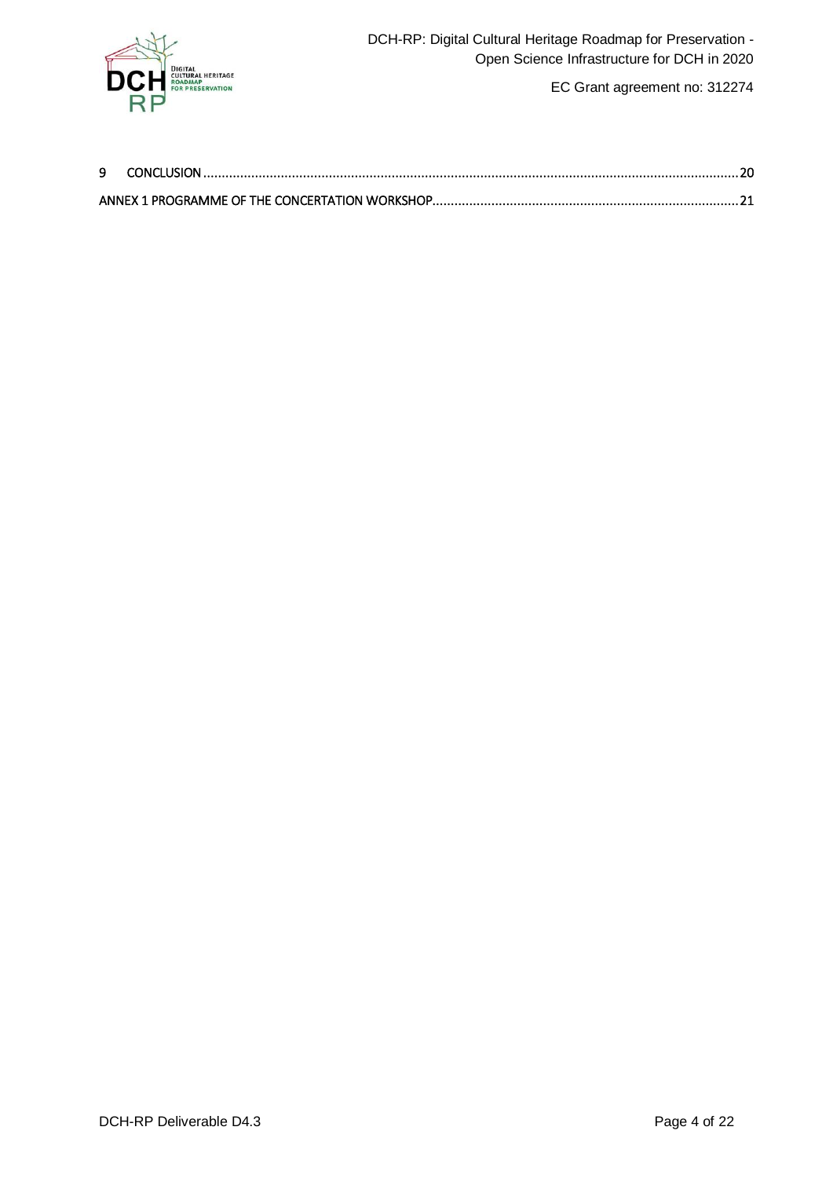9 CONCLUSION ............................................................................................................................................. 20

ANNEX 1 PROGRAMME OF THE CONCERTATION WORKSHOP................................................................................. 21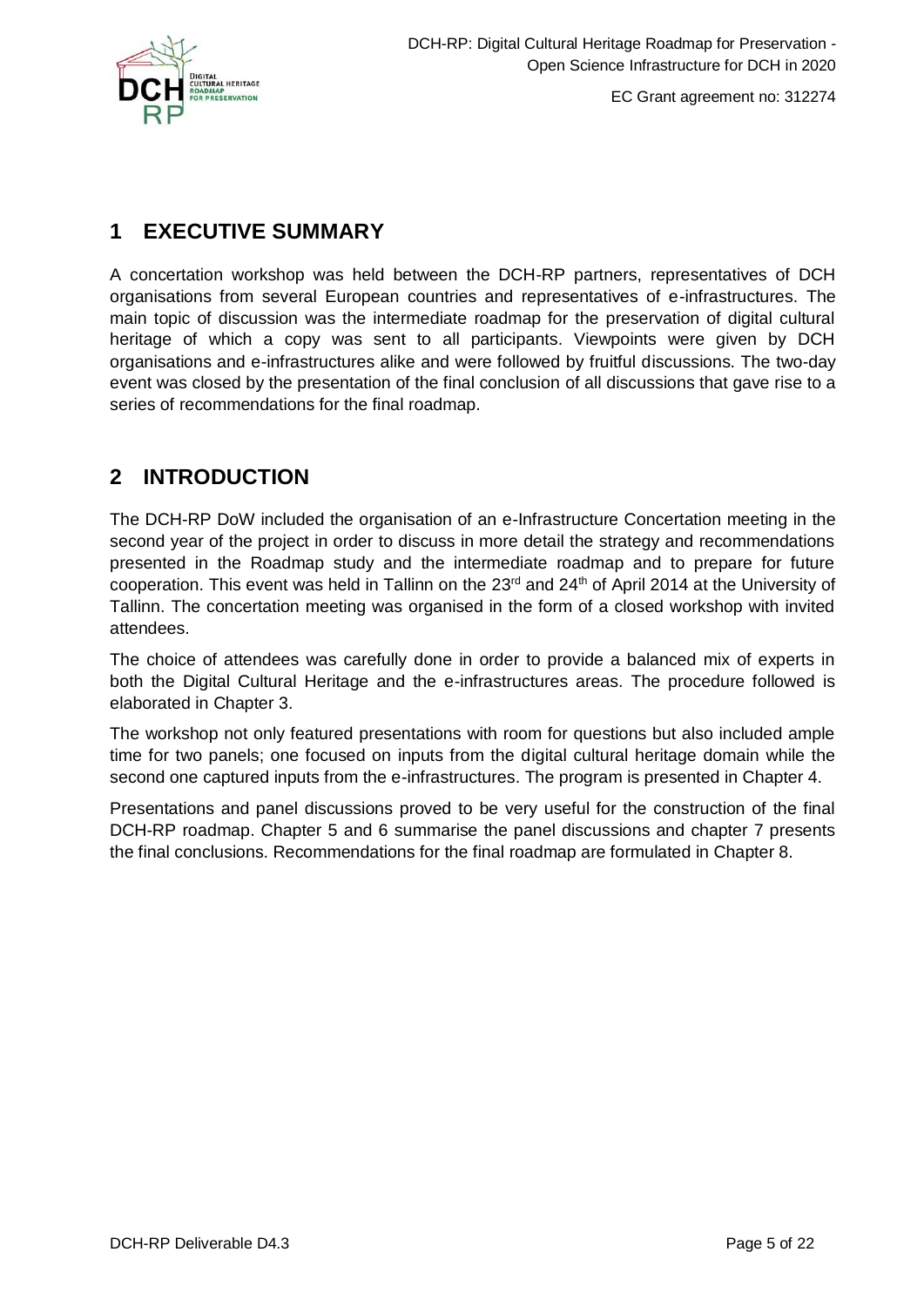# 1 EXECUTIVE SUMMARY

A concertation workshop was held between the DCH-RP partners, representatives of DCH organisations from several European countries and representatives of e-infrastructures. The main topic of discussion was the intermediate roadmap for the preservation of digital cultural heritage of which a copy was sent to all participants. Viewpoints were given by DCH organisations and e-infrastructures alike and were followed by fruitful discussions. The two-day event was closed by the presentation of the final conclusion of all discussions that gave rise to a series of recommendations for the final roadmap.

# 2 INTRODUCTION

The DCH-RP DoW included the organisation of an e-Infrastructure Concertation meeting in the second year of the project in order to discuss in more detail the strategy and recommendations presented in the Roadmap study and the intermediate roadmap and to prepare for future cooperation. This event was held in Tallinn on the 23rd and 24th of April 2014 at the University of Tallinn. The concertation meeting was organised in the form of a closed workshop with invited attendees.

The choice of attendees was carefully done in order to provide a balanced mix of experts in both the Digital Cultural Heritage and the e-infrastructures areas. The procedure followed is elaborated in Chapter 3.

The workshop not only featured presentations with room for questions but also included ample time for two panels; one focused on inputs from the digital cultural heritage domain while the second one captured inputs from the e-infrastructures. The program is presented in Chapter 4.

Presentations and panel discussions proved to be very useful for the construction of the final DCH-RP roadmap. Chapter 5 and 6 summarise the panel discussions and chapter 7 presents the final conclusions. Recommendations for the final roadmap are formulated in Chapter 8.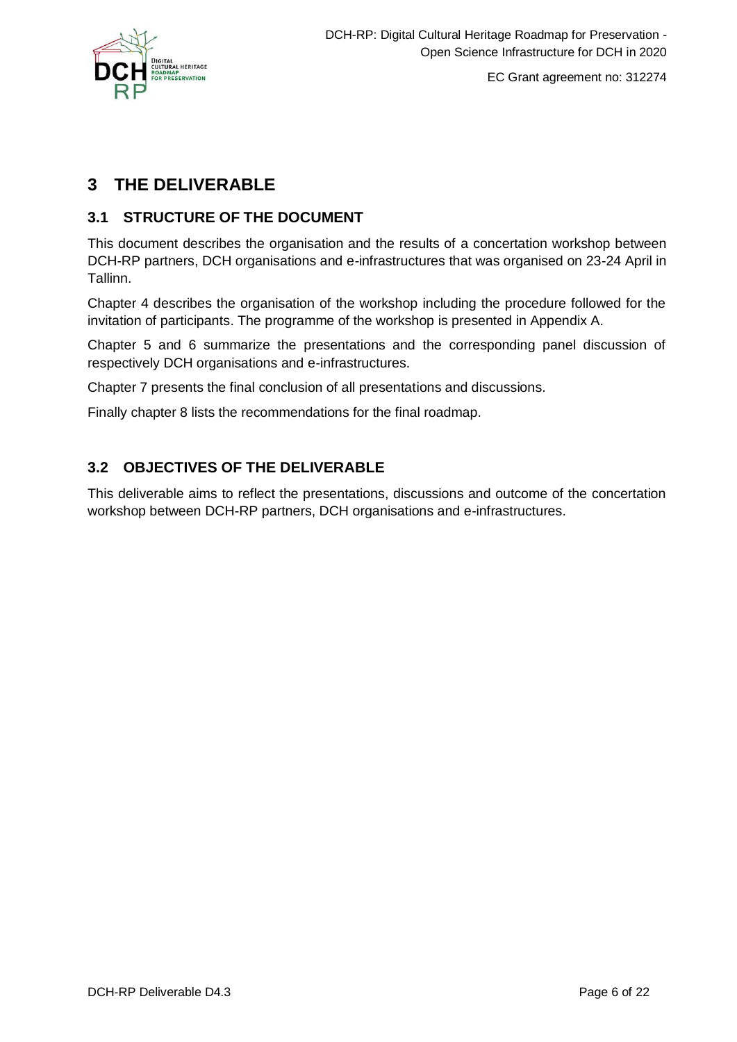# 3 THE DELIVERABLE

## 3.1 STRUCTURE OF THE DOCUMENT

This document describes the organisation and the results of a concertation workshop between DCH-RP partners, DCH organisations and e-infrastructures that was organised on 23-24 April in Tallinn.

Chapter 4 describes the organisation of the workshop including the procedure followed for the invitation of participants. The programme of the workshop is presented in Appendix A.

Chapter 5 and 6 summarize the presentations and the corresponding panel discussion of respectively DCH organisations and e-infrastructures.

Chapter 7 presents the final conclusion of all presentations and discussions.

Finally chapter 8 lists the recommendations for the final roadmap.

## 3.2 OBJECTIVES OF THE DELIVERABLE

This deliverable aims to reflect the presentations, discussions and outcome of the concertation workshop between DCH-RP partners, DCH organisations and e-infrastructures.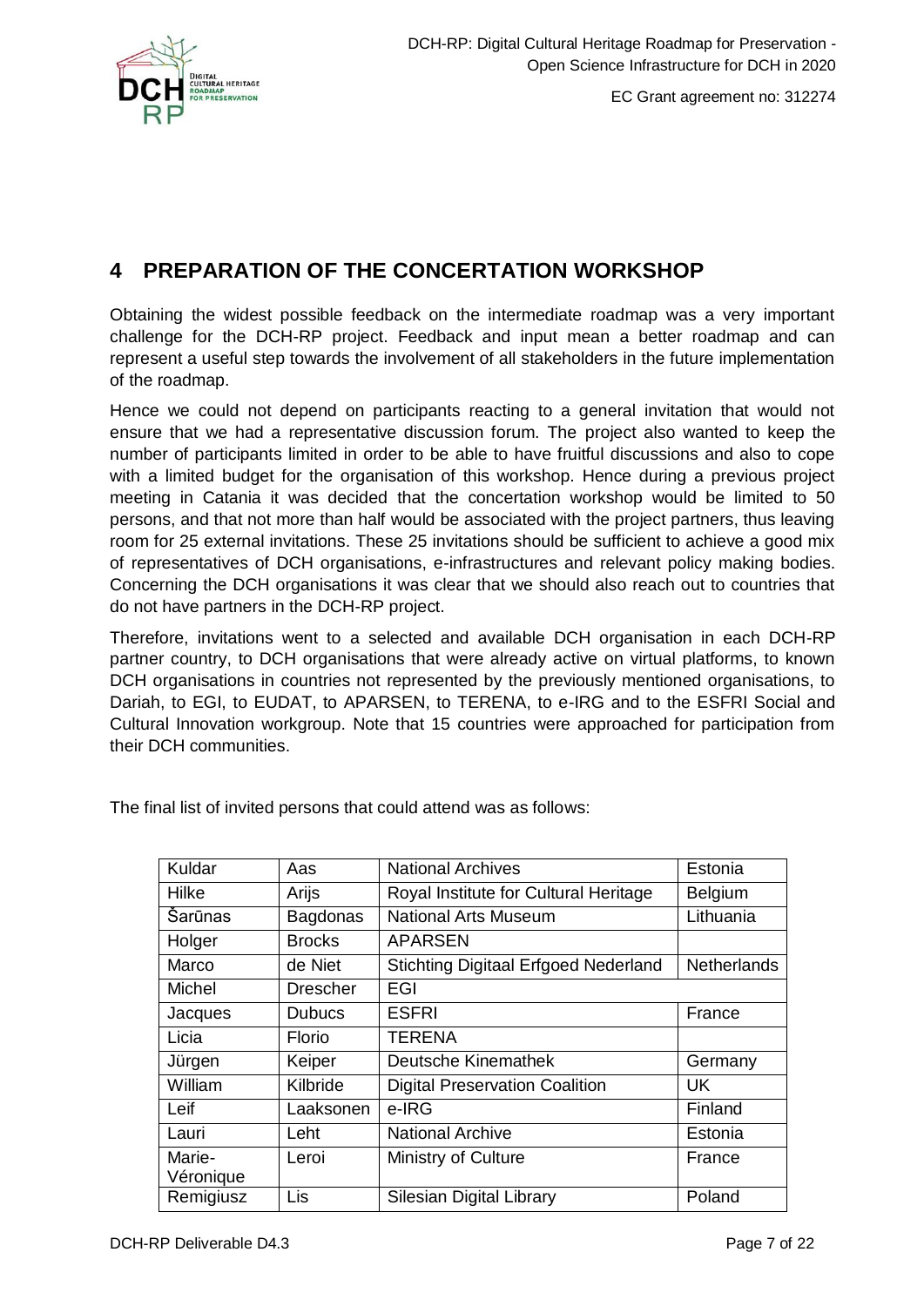## 4 PREPARATION OF THE CONCERTATION WORKSHOP

Obtaining the widest possible feedback on the intermediate roadmap was a very important challenge for the DCH-RP project. Feedback and input mean a better roadmap and can represent a useful step towards the involvement of all stakeholders in the future implementation of the roadmap.

Hence we could not depend on participants reacting to a general invitation that would not ensure that we had a representative discussion forum. The project also wanted to keep the number of participants limited in order to be able to have fruitful discussions and also to cope with a limited budget for the organisation of this workshop. Hence during a previous project meeting in Catania it was decided that the concertation workshop would be limited to 50 persons, and that not more than half would be associated with the project partners, thus leaving room for 25 external invitations. These 25 invitations should be sufficient to achieve a good mix of representatives of DCH organisations, e-infrastructures and relevant policy making bodies. Concerning the DCH organisations it was clear that we should also reach out to countries that do not have partners in the DCH-RP project.

Therefore, invitations went to a selected and available DCH organisation in each DCH-RP partner country, to DCH organisations that were already active on virtual platforms, to known DCH organisations in countries not represented by the previously mentioned organisations, to Dariah, to EGI, to EUDAT, to APARSEN, to TERENA, to e-IRG and to the ESFRI Social and Cultural Innovation workgroup. Note that 15 countries were approached for participation from their DCH communities.

The final list of invited persons that could attend was as follows:

| | | | |
|---|---|---|---|
| Kuldar | Aas | National Archives | Estonia |
| Hilke | Arijs | Royal Institute for Cultural Heritage | Belgium |
| Šarūnas | Bagdonas | National Arts Museum | Lithuania |
| Holger | Brocks | APARSEN | |
| Marco | de Niet | Stichting Digitaal Erfgoed Nederland | Netherlands |
| Michel | Drescher | EGI | |
| Jacques | Dubucs | ESFRI | France |
| Licia | Florio | TERENA | |
| Jürgen | Keiper | Deutsche Kinemathek | Germany |
| William | Kilbride | Digital Preservation Coalition | UK |
| Leif | Laaksonen | e-IRG | Finland |
| Lauri | Leht | National Archive | Estonia |
| Marie-Véronique | Leroi | Ministry of Culture | France |
| Remigiusz | Lis | Silesian Digital Library | Poland |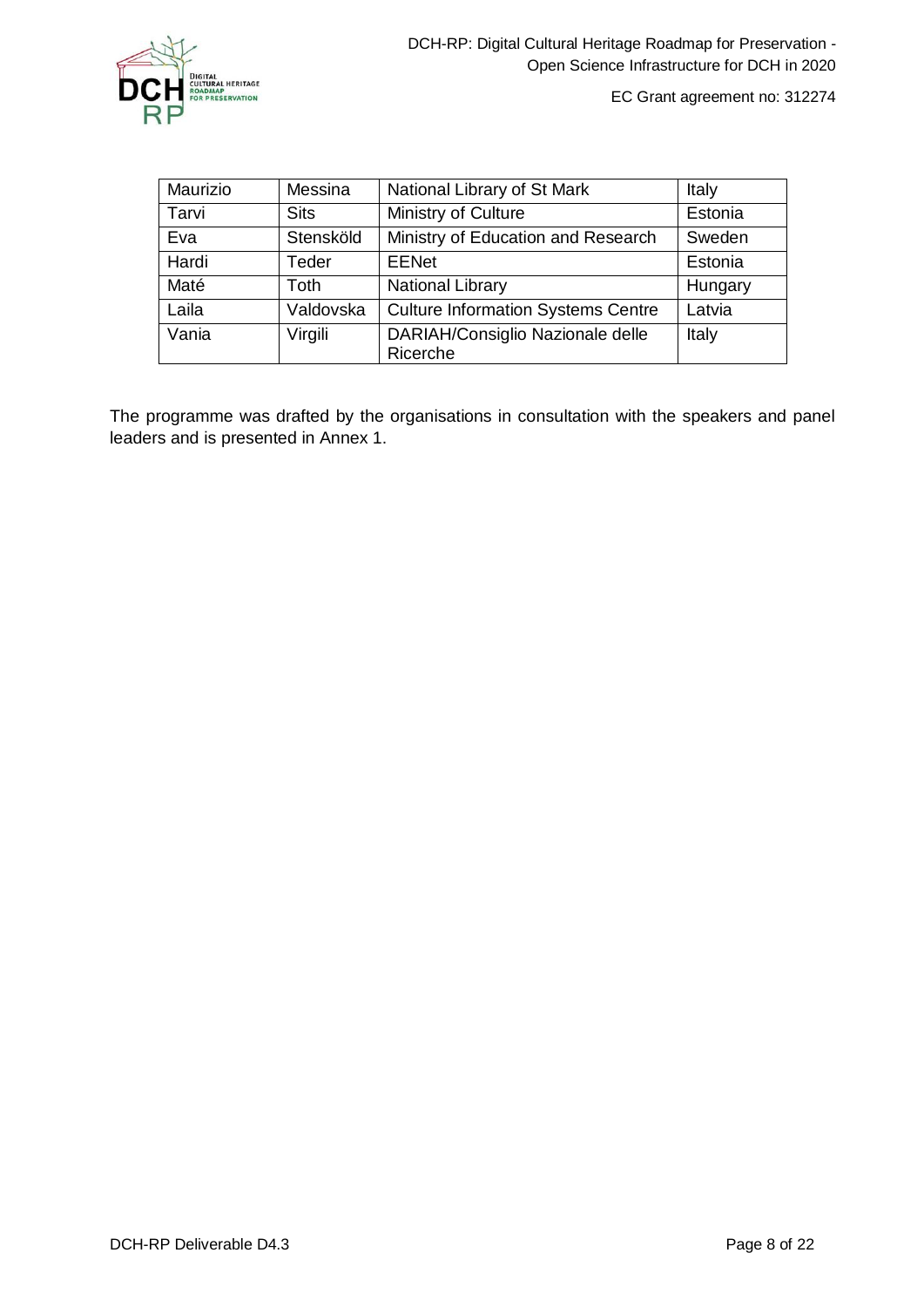| Maurizio | Messina | National Library of St Mark | Italy |
| --- | --- | --- | --- |
| Tarvi | Sits | Ministry of Culture | Estonia |
| Eva | Stensköld | Ministry of Education and Research | Sweden |
| Hardi | Teder | EENet | Estonia |
| Maté | Toth | National Library | Hungary |
| Laila | Valdovska | Culture Information Systems Centre | Latvia |
| Vania | Virgili | DARIAH/Consiglio Nazionale delle Ricerche | Italy |

The programme was drafted by the organisations in consultation with the speakers and panel leaders and is presented in Annex 1.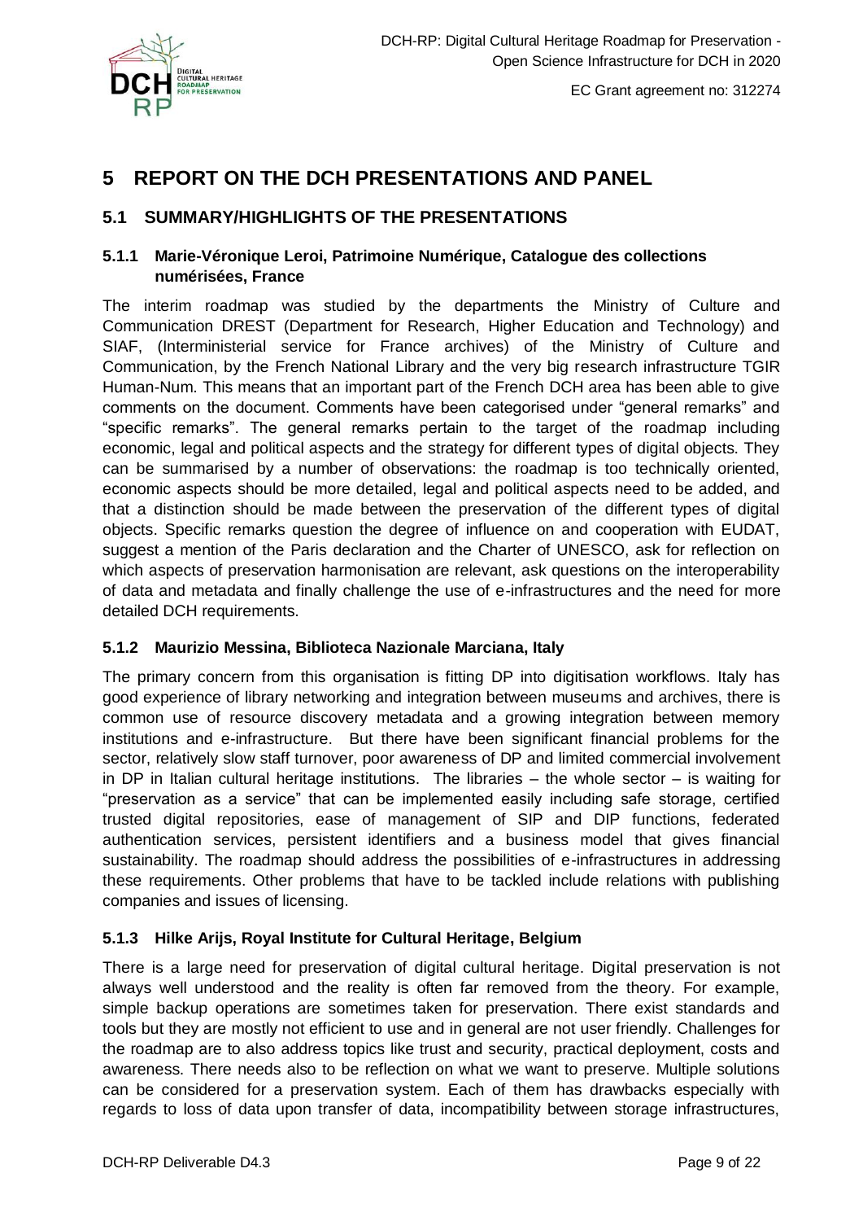# 5 REPORT ON THE DCH PRESENTATIONS AND PANEL

## 5.1 SUMMARY/HIGHLIGHTS OF THE PRESENTATIONS

### 5.1.1 Marie-Véronique Leroi, Patrimoine Numérique, Catalogue des collections numérisées, France

The interim roadmap was studied by the departments the Ministry of Culture and Communication DREST (Department for Research, Higher Education and Technology) and SIAF, (Interministerial service for France archives) of the Ministry of Culture and Communication, by the French National Library and the very big research infrastructure TGIR Human-Num. This means that an important part of the French DCH area has been able to give comments on the document. Comments have been categorised under "general remarks" and "specific remarks". The general remarks pertain to the target of the roadmap including economic, legal and political aspects and the strategy for different types of digital objects. They can be summarised by a number of observations: the roadmap is too technically oriented, economic aspects should be more detailed, legal and political aspects need to be added, and that a distinction should be made between the preservation of the different types of digital objects. Specific remarks question the degree of influence on and cooperation with EUDAT, suggest a mention of the Paris declaration and the Charter of UNESCO, ask for reflection on which aspects of preservation harmonisation are relevant, ask questions on the interoperability of data and metadata and finally challenge the use of e-infrastructures and the need for more detailed DCH requirements.

### 5.1.2 Maurizio Messina, Biblioteca Nazionale Marciana, Italy

The primary concern from this organisation is fitting DP into digitisation workflows. Italy has good experience of library networking and integration between museums and archives, there is common use of resource discovery metadata and a growing integration between memory institutions and e-infrastructure. But there have been significant financial problems for the sector, relatively slow staff turnover, poor awareness of DP and limited commercial involvement in DP in Italian cultural heritage institutions. The libraries – the whole sector – is waiting for "preservation as a service" that can be implemented easily including safe storage, certified trusted digital repositories, ease of management of SIP and DIP functions, federated authentication services, persistent identifiers and a business model that gives financial sustainability. The roadmap should address the possibilities of e-infrastructures in addressing these requirements. Other problems that have to be tackled include relations with publishing companies and issues of licensing.

### 5.1.3 Hilke Arijs, Royal Institute for Cultural Heritage, Belgium

There is a large need for preservation of digital cultural heritage. Digital preservation is not always well understood and the reality is often far removed from the theory. For example, simple backup operations are sometimes taken for preservation. There exist standards and tools but they are mostly not efficient to use and in general are not user friendly. Challenges for the roadmap are to also address topics like trust and security, practical deployment, costs and awareness. There needs also to be reflection on what we want to preserve. Multiple solutions can be considered for a preservation system. Each of them has drawbacks especially with regards to loss of data upon transfer of data, incompatibility between storage infrastructures,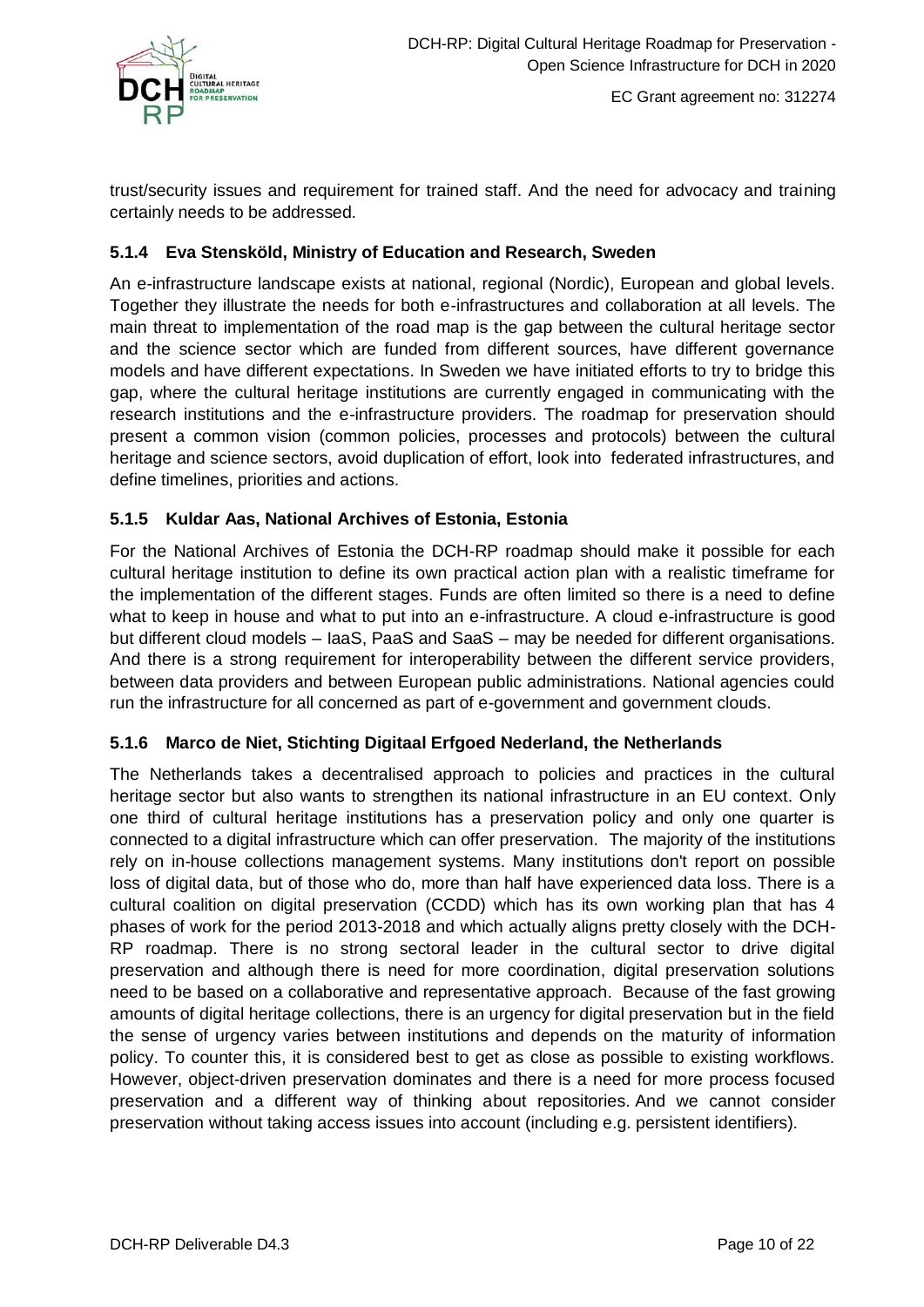trust/security issues and requirement for trained staff. And the need for advocacy and training certainly needs to be addressed.

### 5.1.4 Eva Stensköld, Ministry of Education and Research, Sweden

An e-infrastructure landscape exists at national, regional (Nordic), European and global levels. Together they illustrate the needs for both e-infrastructures and collaboration at all levels. The main threat to implementation of the road map is the gap between the cultural heritage sector and the science sector which are funded from different sources, have different governance models and have different expectations. In Sweden we have initiated efforts to try to bridge this gap, where the cultural heritage institutions are currently engaged in communicating with the research institutions and the e-infrastructure providers. The roadmap for preservation should present a common vision (common policies, processes and protocols) between the cultural heritage and science sectors, avoid duplication of effort, look into federated infrastructures, and define timelines, priorities and actions.

### 5.1.5 Kuldar Aas, National Archives of Estonia, Estonia

For the National Archives of Estonia the DCH-RP roadmap should make it possible for each cultural heritage institution to define its own practical action plan with a realistic timeframe for the implementation of the different stages. Funds are often limited so there is a need to define what to keep in house and what to put into an e-infrastructure. A cloud e-infrastructure is good but different cloud models – IaaS, PaaS and SaaS – may be needed for different organisations. And there is a strong requirement for interoperability between the different service providers, between data providers and between European public administrations. National agencies could run the infrastructure for all concerned as part of e-government and government clouds.

### 5.1.6 Marco de Niet, Stichting Digitaal Erfgoed Nederland, the Netherlands

The Netherlands takes a decentralised approach to policies and practices in the cultural heritage sector but also wants to strengthen its national infrastructure in an EU context. Only one third of cultural heritage institutions has a preservation policy and only one quarter is connected to a digital infrastructure which can offer preservation. The majority of the institutions rely on in-house collections management systems. Many institutions don't report on possible loss of digital data, but of those who do, more than half have experienced data loss. There is a cultural coalition on digital preservation (CCDD) which has its own working plan that has 4 phases of work for the period 2013-2018 and which actually aligns pretty closely with the DCH-RP roadmap. There is no strong sectoral leader in the cultural sector to drive digital preservation and although there is need for more coordination, digital preservation solutions need to be based on a collaborative and representative approach. Because of the fast growing amounts of digital heritage collections, there is an urgency for digital preservation but in the field the sense of urgency varies between institutions and depends on the maturity of information policy. To counter this, it is considered best to get as close as possible to existing workflows. However, object-driven preservation dominates and there is a need for more process focused preservation and a different way of thinking about repositories. And we cannot consider preservation without taking access issues into account (including e.g. persistent identifiers).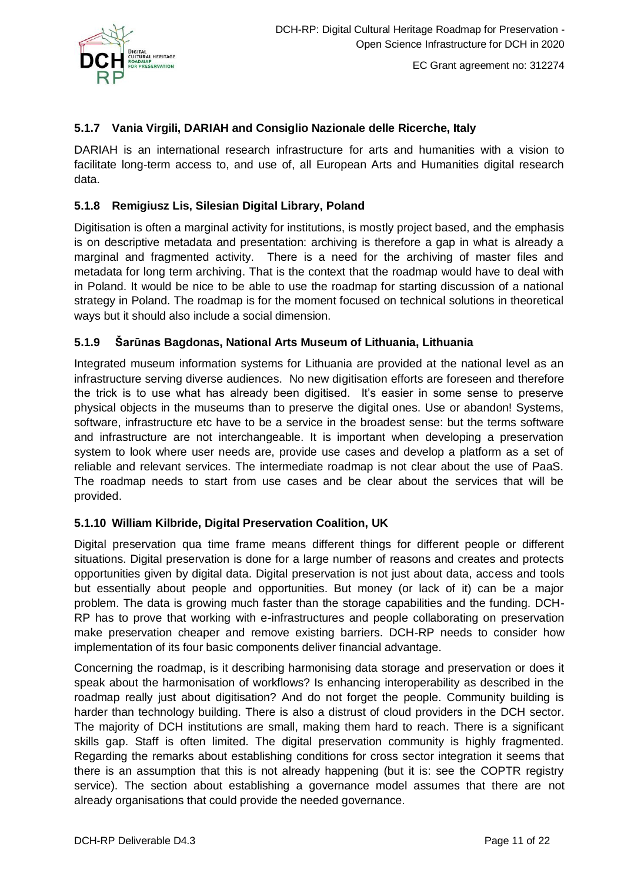### 5.1.7 Vania Virgili, DARIAH and Consiglio Nazionale delle Ricerche, Italy

DARIAH is an international research infrastructure for arts and humanities with a vision to facilitate long-term access to, and use of, all European Arts and Humanities digital research data.

### 5.1.8 Remigiusz Lis, Silesian Digital Library, Poland

Digitisation is often a marginal activity for institutions, is mostly project based, and the emphasis is on descriptive metadata and presentation: archiving is therefore a gap in what is already a marginal and fragmented activity. There is a need for the archiving of master files and metadata for long term archiving. That is the context that the roadmap would have to deal with in Poland. It would be nice to be able to use the roadmap for starting discussion of a national strategy in Poland. The roadmap is for the moment focused on technical solutions in theoretical ways but it should also include a social dimension.

### 5.1.9 Šarūnas Bagdonas, National Arts Museum of Lithuania, Lithuania

Integrated museum information systems for Lithuania are provided at the national level as an infrastructure serving diverse audiences. No new digitisation efforts are foreseen and therefore the trick is to use what has already been digitised. It's easier in some sense to preserve physical objects in the museums than to preserve the digital ones. Use or abandon! Systems, software, infrastructure etc have to be a service in the broadest sense: but the terms software and infrastructure are not interchangeable. It is important when developing a preservation system to look where user needs are, provide use cases and develop a platform as a set of reliable and relevant services. The intermediate roadmap is not clear about the use of PaaS. The roadmap needs to start from use cases and be clear about the services that will be provided.

### 5.1.10 William Kilbride, Digital Preservation Coalition, UK

Digital preservation qua time frame means different things for different people or different situations. Digital preservation is done for a large number of reasons and creates and protects opportunities given by digital data. Digital preservation is not just about data, access and tools but essentially about people and opportunities. But money (or lack of it) can be a major problem. The data is growing much faster than the storage capabilities and the funding. DCH-RP has to prove that working with e-infrastructures and people collaborating on preservation make preservation cheaper and remove existing barriers. DCH-RP needs to consider how implementation of its four basic components deliver financial advantage.

Concerning the roadmap, is it describing harmonising data storage and preservation or does it speak about the harmonisation of workflows? Is enhancing interoperability as described in the roadmap really just about digitisation? And do not forget the people. Community building is harder than technology building. There is also a distrust of cloud providers in the DCH sector. The majority of DCH institutions are small, making them hard to reach. There is a significant skills gap. Staff is often limited. The digital preservation community is highly fragmented. Regarding the remarks about establishing conditions for cross sector integration it seems that there is an assumption that this is not already happening (but it is: see the COPTR registry service). The section about establishing a governance model assumes that there are not already organisations that could provide the needed governance.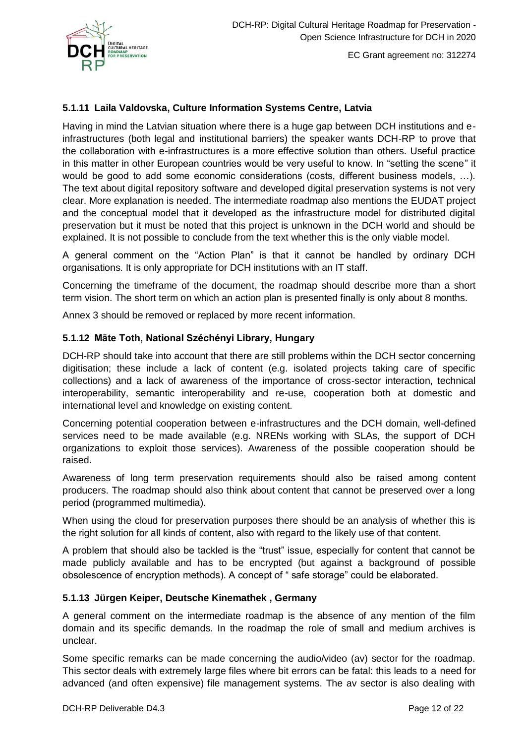### 5.1.11 Laila Valdovska, Culture Information Systems Centre, Latvia

Having in mind the Latvian situation where there is a huge gap between DCH institutions and e-infrastructures (both legal and institutional barriers) the speaker wants DCH-RP to prove that the collaboration with e-infrastructures is a more effective solution than others. Useful practice in this matter in other European countries would be very useful to know. In "setting the scene" it would be good to add some economic considerations (costs, different business models, …). The text about digital repository software and developed digital preservation systems is not very clear. More explanation is needed. The intermediate roadmap also mentions the EUDAT project and the conceptual model that it developed as the infrastructure model for distributed digital preservation but it must be noted that this project is unknown in the DCH world and should be explained. It is not possible to conclude from the text whether this is the only viable model.

A general comment on the "Action Plan" is that it cannot be handled by ordinary DCH organisations. It is only appropriate for DCH institutions with an IT staff.

Concerning the timeframe of the document, the roadmap should describe more than a short term vision. The short term on which an action plan is presented finally is only about 8 months.

Annex 3 should be removed or replaced by more recent information.

### 5.1.12 Māte Toth, National Széchényi Library, Hungary

DCH-RP should take into account that there are still problems within the DCH sector concerning digitisation; these include a lack of content (e.g. isolated projects taking care of specific collections) and a lack of awareness of the importance of cross-sector interaction, technical interoperability, semantic interoperability and re-use, cooperation both at domestic and international level and knowledge on existing content.

Concerning potential cooperation between e-infrastructures and the DCH domain, well-defined services need to be made available (e.g. NRENs working with SLAs, the support of DCH organizations to exploit those services). Awareness of the possible cooperation should be raised.

Awareness of long term preservation requirements should also be raised among content producers. The roadmap should also think about content that cannot be preserved over a long period (programmed multimedia).

When using the cloud for preservation purposes there should be an analysis of whether this is the right solution for all kinds of content, also with regard to the likely use of that content.

A problem that should also be tackled is the "trust" issue, especially for content that cannot be made publicly available and has to be encrypted (but against a background of possible obsolescence of encryption methods). A concept of " safe storage" could be elaborated.

### 5.1.13 Jürgen Keiper, Deutsche Kinemathek , Germany

A general comment on the intermediate roadmap is the absence of any mention of the film domain and its specific demands. In the roadmap the role of small and medium archives is unclear.

Some specific remarks can be made concerning the audio/video (av) sector for the roadmap. This sector deals with extremely large files where bit errors can be fatal: this leads to a need for advanced (and often expensive) file management systems. The av sector is also dealing with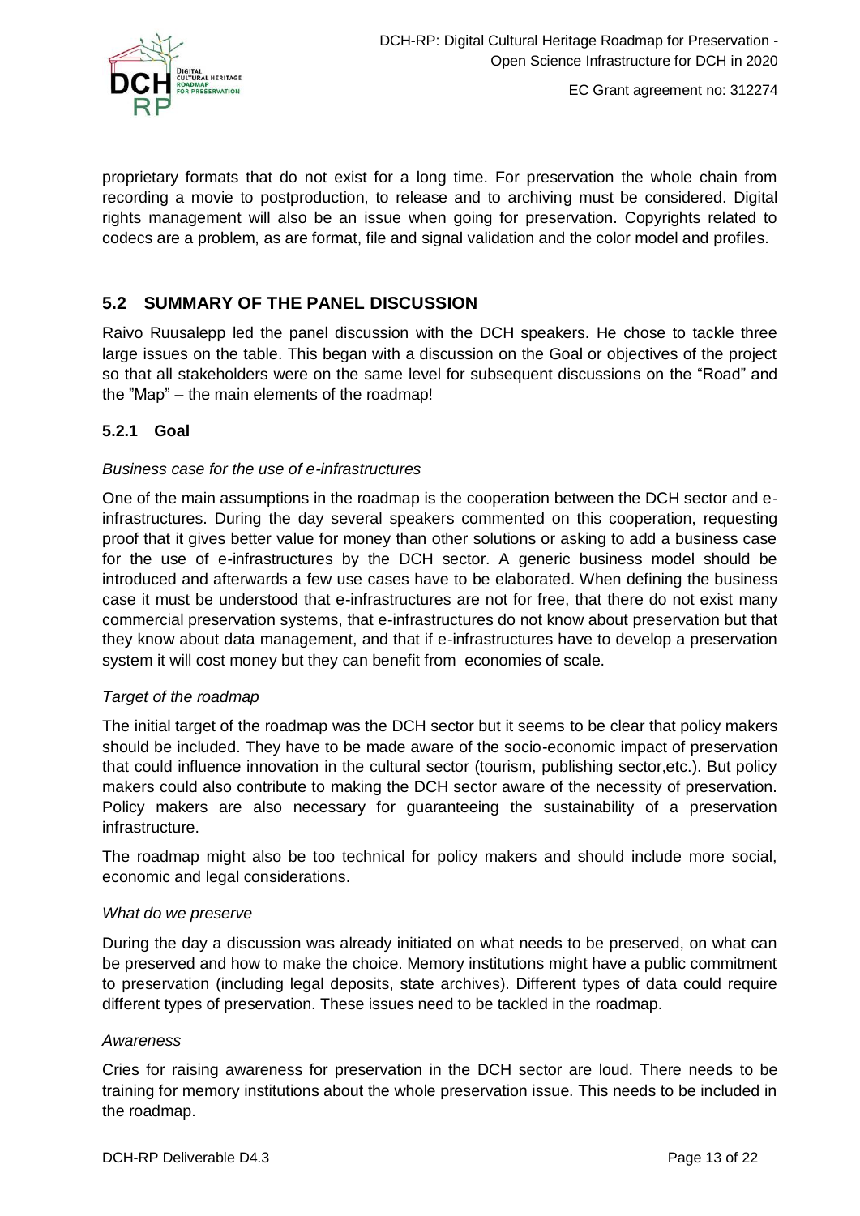proprietary formats that do not exist for a long time. For preservation the whole chain from recording a movie to postproduction, to release and to archiving must be considered. Digital rights management will also be an issue when going for preservation. Copyrights related to codecs are a problem, as are format, file and signal validation and the color model and profiles.

## 5.2 SUMMARY OF THE PANEL DISCUSSION

Raivo Ruusalepp led the panel discussion with the DCH speakers. He chose to tackle three large issues on the table. This began with a discussion on the Goal or objectives of the project so that all stakeholders were on the same level for subsequent discussions on the "Road" and the "Map" – the main elements of the roadmap!

### 5.2.1 Goal

*Business case for the use of e-infrastructures*

One of the main assumptions in the roadmap is the cooperation between the DCH sector and e-infrastructures. During the day several speakers commented on this cooperation, requesting proof that it gives better value for money than other solutions or asking to add a business case for the use of e-infrastructures by the DCH sector. A generic business model should be introduced and afterwards a few use cases have to be elaborated. When defining the business case it must be understood that e-infrastructures are not for free, that there do not exist many commercial preservation systems, that e-infrastructures do not know about preservation but that they know about data management, and that if e-infrastructures have to develop a preservation system it will cost money but they can benefit from economies of scale.

*Target of the roadmap*

The initial target of the roadmap was the DCH sector but it seems to be clear that policy makers should be included. They have to be made aware of the socio-economic impact of preservation that could influence innovation in the cultural sector (tourism, publishing sector,etc.). But policy makers could also contribute to making the DCH sector aware of the necessity of preservation. Policy makers are also necessary for guaranteeing the sustainability of a preservation infrastructure.

The roadmap might also be too technical for policy makers and should include more social, economic and legal considerations.

*What do we preserve*

During the day a discussion was already initiated on what needs to be preserved, on what can be preserved and how to make the choice. Memory institutions might have a public commitment to preservation (including legal deposits, state archives). Different types of data could require different types of preservation. These issues need to be tackled in the roadmap.

*Awareness*

Cries for raising awareness for preservation in the DCH sector are loud. There needs to be training for memory institutions about the whole preservation issue. This needs to be included in the roadmap.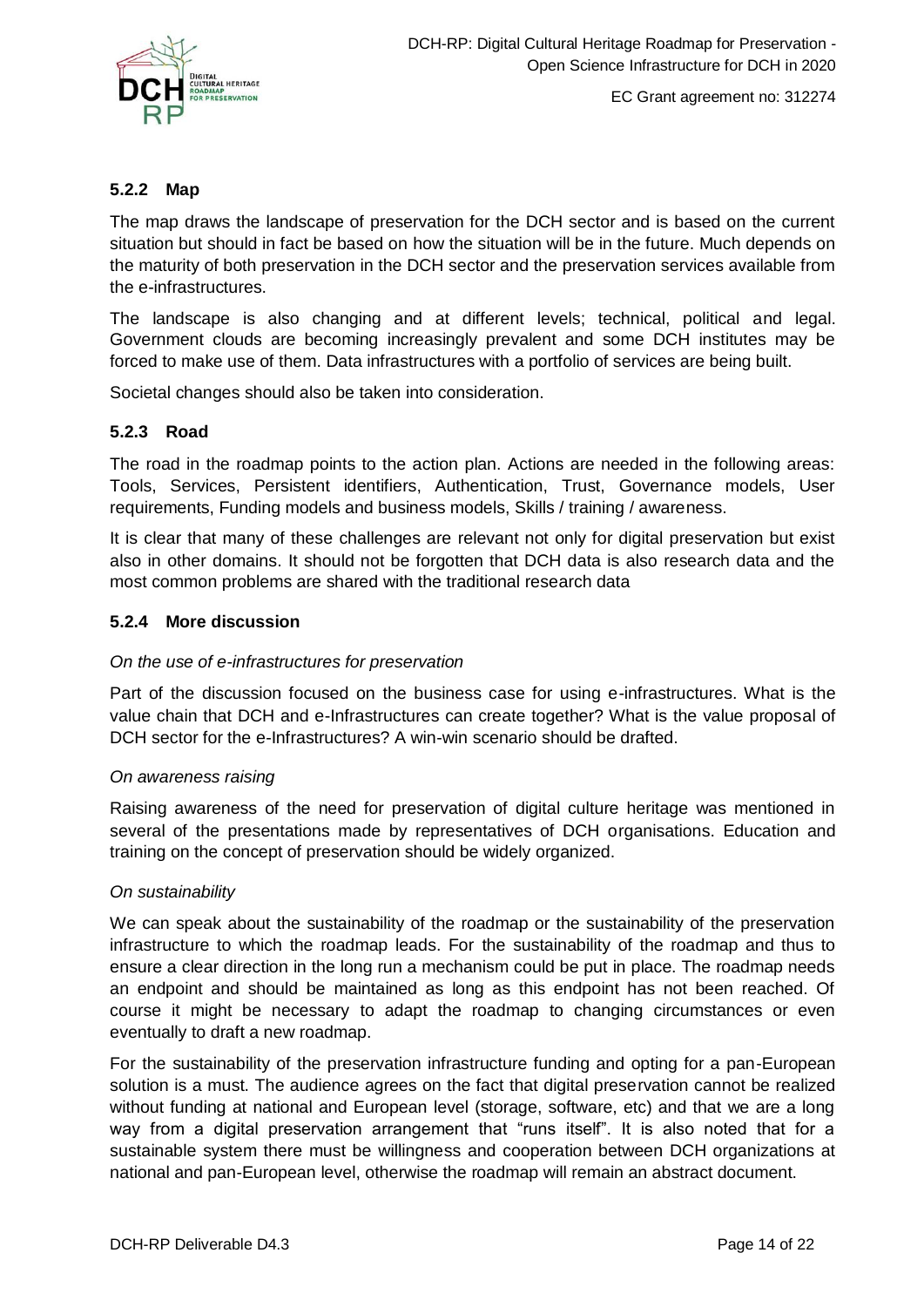### 5.2.2 Map

The map draws the landscape of preservation for the DCH sector and is based on the current situation but should in fact be based on how the situation will be in the future. Much depends on the maturity of both preservation in the DCH sector and the preservation services available from the e-infrastructures.

The landscape is also changing and at different levels; technical, political and legal. Government clouds are becoming increasingly prevalent and some DCH institutes may be forced to make use of them. Data infrastructures with a portfolio of services are being built.

Societal changes should also be taken into consideration.

### 5.2.3 Road

The road in the roadmap points to the action plan. Actions are needed in the following areas: Tools, Services, Persistent identifiers, Authentication, Trust, Governance models, User requirements, Funding models and business models, Skills / training / awareness.

It is clear that many of these challenges are relevant not only for digital preservation but exist also in other domains. It should not be forgotten that DCH data is also research data and the most common problems are shared with the traditional research data

### 5.2.4 More discussion

*On the use of e-infrastructures for preservation*

Part of the discussion focused on the business case for using e-infrastructures. What is the value chain that DCH and e-Infrastructures can create together? What is the value proposal of DCH sector for the e-Infrastructures? A win-win scenario should be drafted.

*On awareness raising*

Raising awareness of the need for preservation of digital culture heritage was mentioned in several of the presentations made by representatives of DCH organisations. Education and training on the concept of preservation should be widely organized.

*On sustainability*

We can speak about the sustainability of the roadmap or the sustainability of the preservation infrastructure to which the roadmap leads. For the sustainability of the roadmap and thus to ensure a clear direction in the long run a mechanism could be put in place. The roadmap needs an endpoint and should be maintained as long as this endpoint has not been reached. Of course it might be necessary to adapt the roadmap to changing circumstances or even eventually to draft a new roadmap.

For the sustainability of the preservation infrastructure funding and opting for a pan-European solution is a must. The audience agrees on the fact that digital preservation cannot be realized without funding at national and European level (storage, software, etc) and that we are a long way from a digital preservation arrangement that "runs itself". It is also noted that for a sustainable system there must be willingness and cooperation between DCH organizations at national and pan-European level, otherwise the roadmap will remain an abstract document.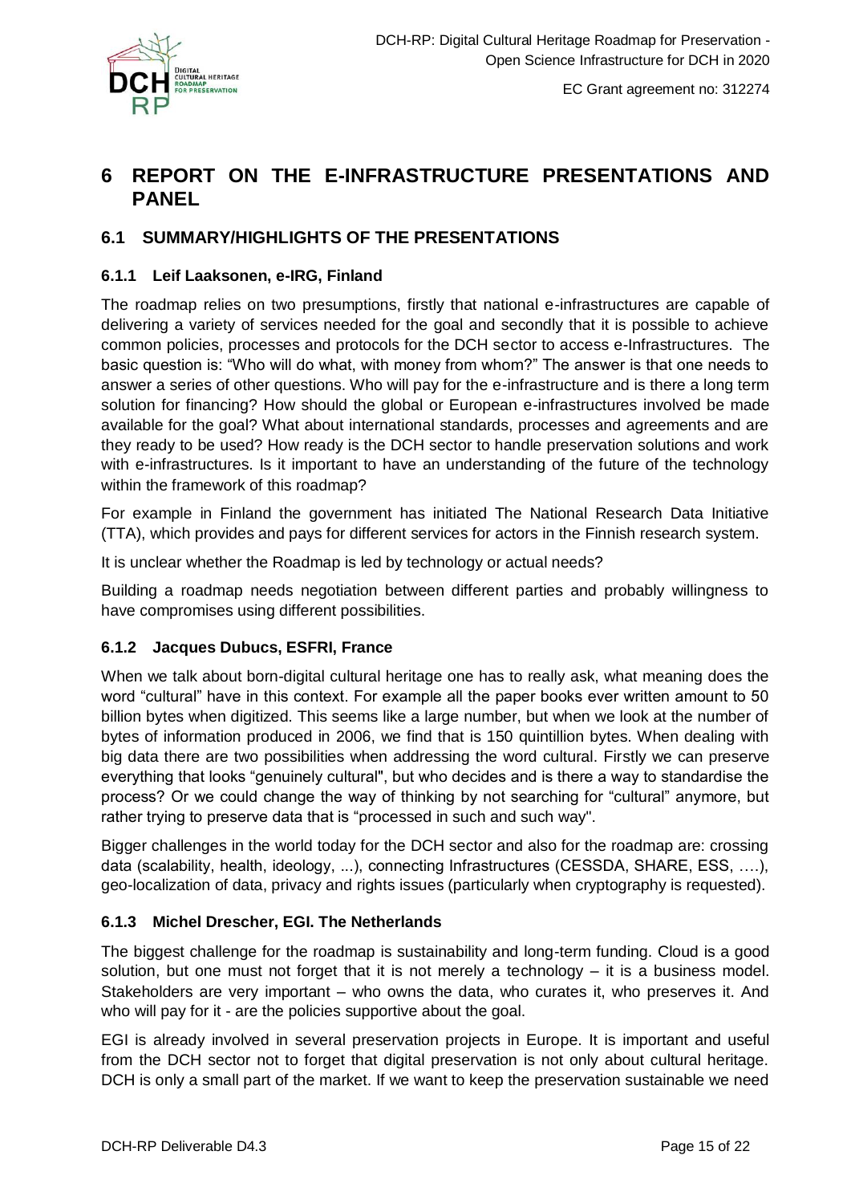# 6 REPORT ON THE E-INFRASTRUCTURE PRESENTATIONS AND PANEL

## 6.1 SUMMARY/HIGHLIGHTS OF THE PRESENTATIONS

### 6.1.1 Leif Laaksonen, e-IRG, Finland

The roadmap relies on two presumptions, firstly that national e-infrastructures are capable of delivering a variety of services needed for the goal and secondly that it is possible to achieve common policies, processes and protocols for the DCH sector to access e-Infrastructures. The basic question is: "Who will do what, with money from whom?" The answer is that one needs to answer a series of other questions. Who will pay for the e-infrastructure and is there a long term solution for financing? How should the global or European e-infrastructures involved be made available for the goal? What about international standards, processes and agreements and are they ready to be used? How ready is the DCH sector to handle preservation solutions and work with e-infrastructures. Is it important to have an understanding of the future of the technology within the framework of this roadmap?

For example in Finland the government has initiated The National Research Data Initiative (TTA), which provides and pays for different services for actors in the Finnish research system.

It is unclear whether the Roadmap is led by technology or actual needs?

Building a roadmap needs negotiation between different parties and probably willingness to have compromises using different possibilities.

### 6.1.2 Jacques Dubucs, ESFRI, France

When we talk about born-digital cultural heritage one has to really ask, what meaning does the word "cultural" have in this context. For example all the paper books ever written amount to 50 billion bytes when digitized. This seems like a large number, but when we look at the number of bytes of information produced in 2006, we find that is 150 quintillion bytes. When dealing with big data there are two possibilities when addressing the word cultural. Firstly we can preserve everything that looks "genuinely cultural", but who decides and is there a way to standardise the process? Or we could change the way of thinking by not searching for "cultural" anymore, but rather trying to preserve data that is "processed in such and such way".

Bigger challenges in the world today for the DCH sector and also for the roadmap are: crossing data (scalability, health, ideology, ...), connecting Infrastructures (CESSDA, SHARE, ESS, ….), geo-localization of data, privacy and rights issues (particularly when cryptography is requested).

### 6.1.3 Michel Drescher, EGI. The Netherlands

The biggest challenge for the roadmap is sustainability and long-term funding. Cloud is a good solution, but one must not forget that it is not merely a technology – it is a business model. Stakeholders are very important – who owns the data, who curates it, who preserves it. And who will pay for it - are the policies supportive about the goal.

EGI is already involved in several preservation projects in Europe. It is important and useful from the DCH sector not to forget that digital preservation is not only about cultural heritage. DCH is only a small part of the market. If we want to keep the preservation sustainable we need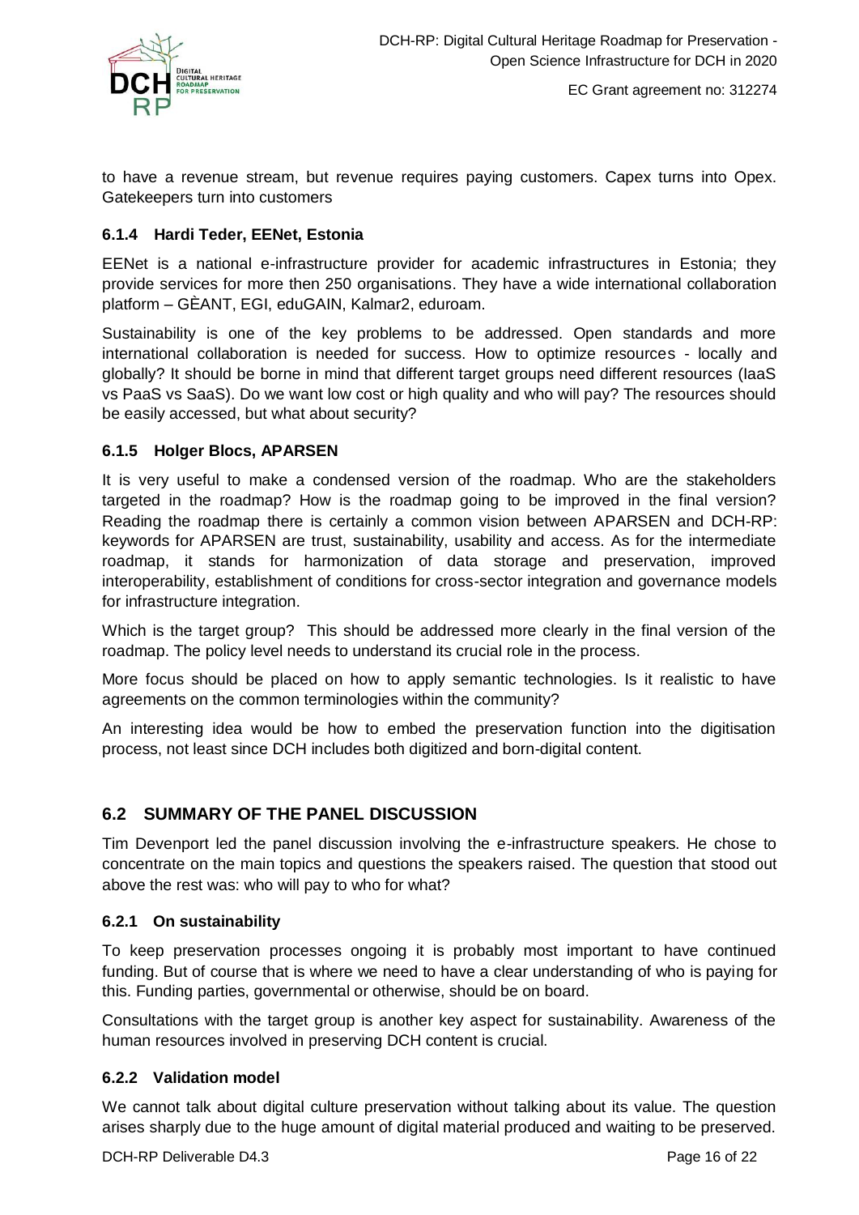to have a revenue stream, but revenue requires paying customers. Capex turns into Opex. Gatekeepers turn into customers

### 6.1.4 Hardi Teder, EENet, Estonia

EENet is a national e-infrastructure provider for academic infrastructures in Estonia; they provide services for more then 250 organisations. They have a wide international collaboration platform – GÈANT, EGI, eduGAIN, Kalmar2, eduroam.

Sustainability is one of the key problems to be addressed. Open standards and more international collaboration is needed for success. How to optimize resources - locally and globally? It should be borne in mind that different target groups need different resources (IaaS vs PaaS vs SaaS). Do we want low cost or high quality and who will pay? The resources should be easily accessed, but what about security?

### 6.1.5 Holger Blocs, APARSEN

It is very useful to make a condensed version of the roadmap. Who are the stakeholders targeted in the roadmap? How is the roadmap going to be improved in the final version? Reading the roadmap there is certainly a common vision between APARSEN and DCH-RP: keywords for APARSEN are trust, sustainability, usability and access. As for the intermediate roadmap, it stands for harmonization of data storage and preservation, improved interoperability, establishment of conditions for cross-sector integration and governance models for infrastructure integration.

Which is the target group? This should be addressed more clearly in the final version of the roadmap. The policy level needs to understand its crucial role in the process.

More focus should be placed on how to apply semantic technologies. Is it realistic to have agreements on the common terminologies within the community?

An interesting idea would be how to embed the preservation function into the digitisation process, not least since DCH includes both digitized and born-digital content.

## 6.2 SUMMARY OF THE PANEL DISCUSSION

Tim Devenport led the panel discussion involving the e-infrastructure speakers. He chose to concentrate on the main topics and questions the speakers raised. The question that stood out above the rest was: who will pay to who for what?

### 6.2.1 On sustainability

To keep preservation processes ongoing it is probably most important to have continued funding. But of course that is where we need to have a clear understanding of who is paying for this. Funding parties, governmental or otherwise, should be on board.

Consultations with the target group is another key aspect for sustainability. Awareness of the human resources involved in preserving DCH content is crucial.

### 6.2.2 Validation model

We cannot talk about digital culture preservation without talking about its value. The question arises sharply due to the huge amount of digital material produced and waiting to be preserved.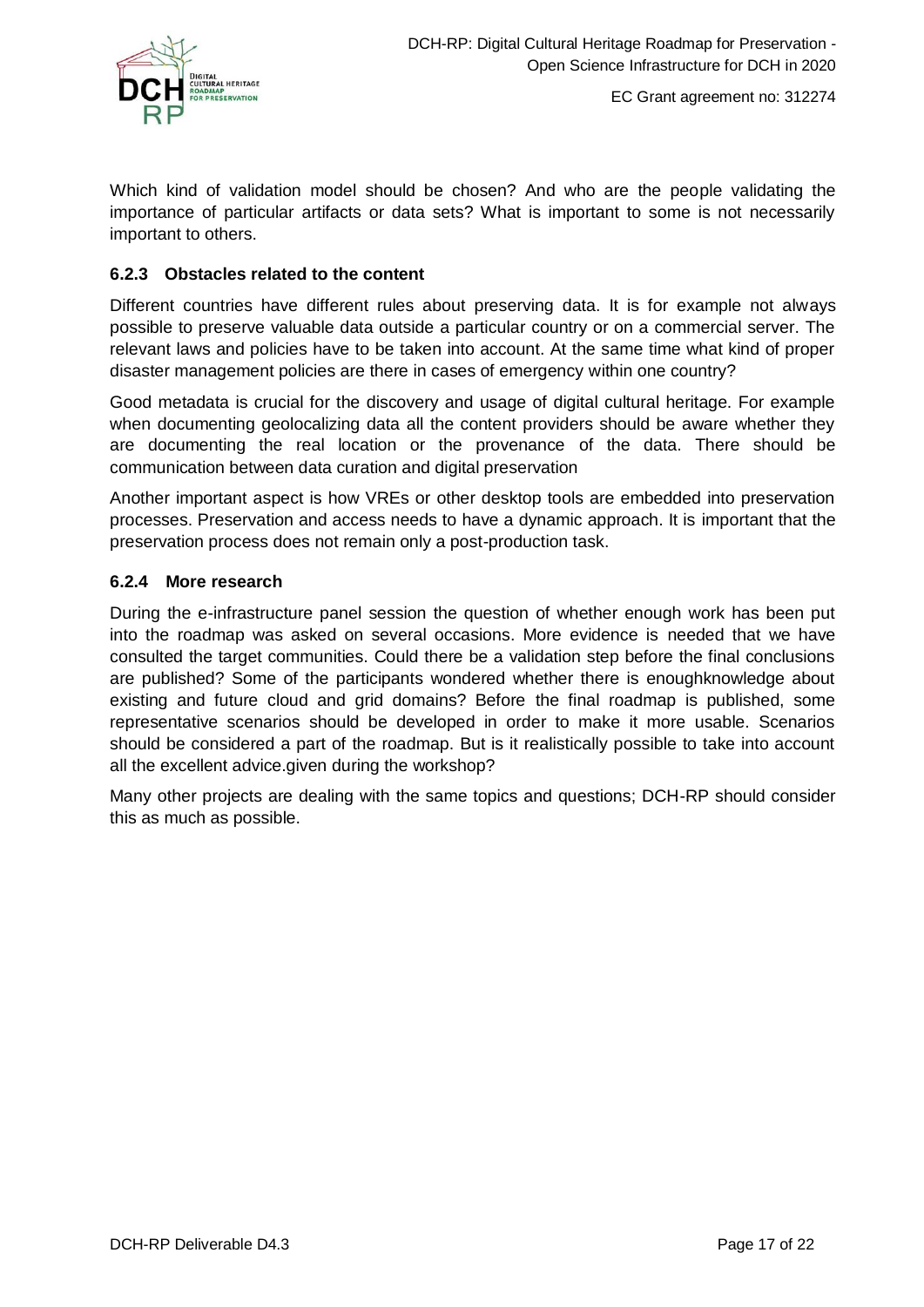Which kind of validation model should be chosen? And who are the people validating the importance of particular artifacts or data sets? What is important to some is not necessarily important to others.

### 6.2.3 Obstacles related to the content

Different countries have different rules about preserving data. It is for example not always possible to preserve valuable data outside a particular country or on a commercial server. The relevant laws and policies have to be taken into account. At the same time what kind of proper disaster management policies are there in cases of emergency within one country?

Good metadata is crucial for the discovery and usage of digital cultural heritage. For example when documenting geolocalizing data all the content providers should be aware whether they are documenting the real location or the provenance of the data. There should be communication between data curation and digital preservation

Another important aspect is how VREs or other desktop tools are embedded into preservation processes. Preservation and access needs to have a dynamic approach. It is important that the preservation process does not remain only a post-production task.

### 6.2.4 More research

During the e-infrastructure panel session the question of whether enough work has been put into the roadmap was asked on several occasions. More evidence is needed that we have consulted the target communities. Could there be a validation step before the final conclusions are published? Some of the participants wondered whether there is enoughknowledge about existing and future cloud and grid domains? Before the final roadmap is published, some representative scenarios should be developed in order to make it more usable. Scenarios should be considered a part of the roadmap. But is it realistically possible to take into account all the excellent advice.given during the workshop?

Many other projects are dealing with the same topics and questions; DCH-RP should consider this as much as possible.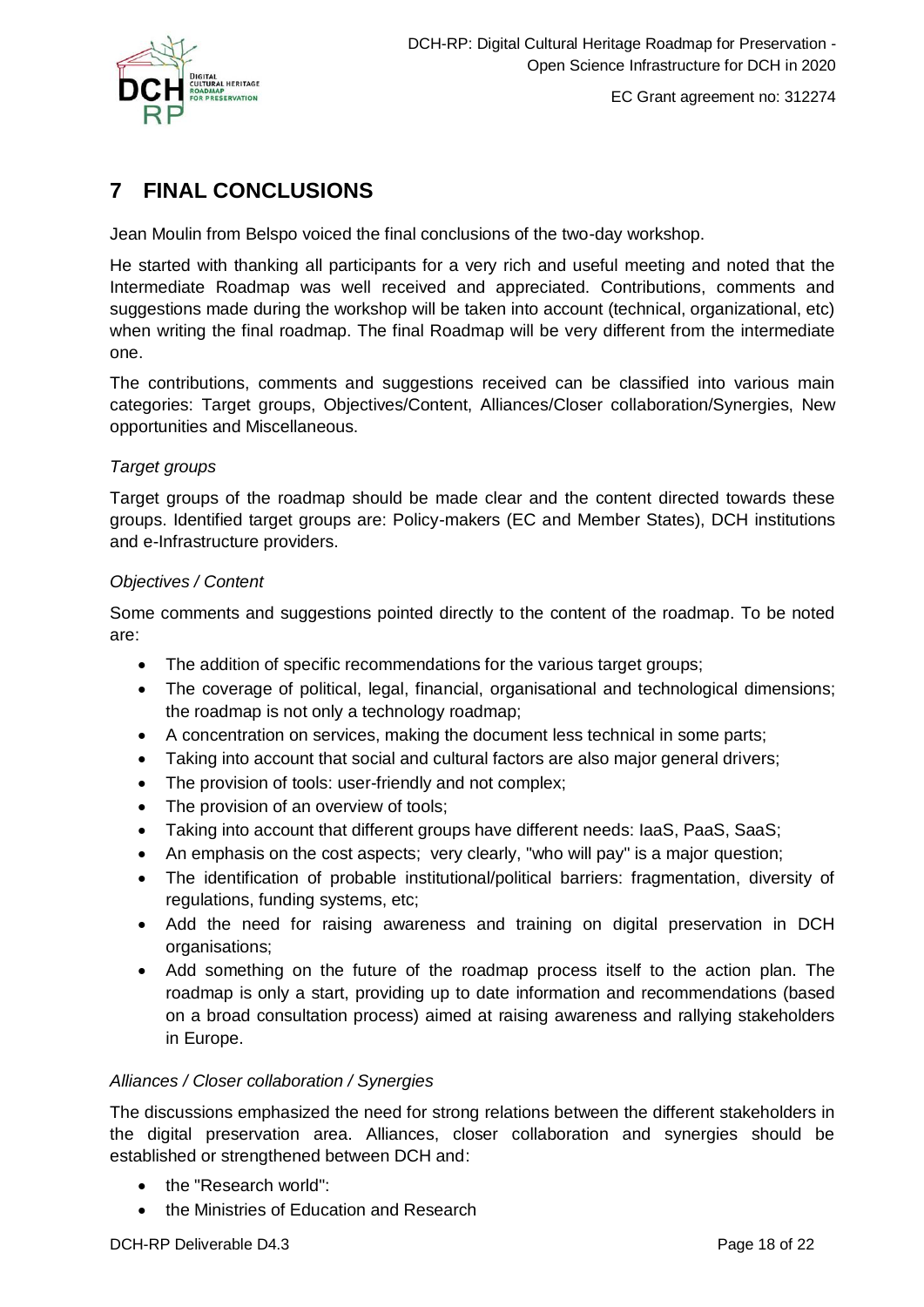# 7 FINAL CONCLUSIONS

Jean Moulin from Belspo voiced the final conclusions of the two-day workshop.

He started with thanking all participants for a very rich and useful meeting and noted that the Intermediate Roadmap was well received and appreciated. Contributions, comments and suggestions made during the workshop will be taken into account (technical, organizational, etc) when writing the final roadmap. The final Roadmap will be very different from the intermediate one.

The contributions, comments and suggestions received can be classified into various main categories: Target groups, Objectives/Content, Alliances/Closer collaboration/Synergies, New opportunities and Miscellaneous.

*Target groups*

Target groups of the roadmap should be made clear and the content directed towards these groups. Identified target groups are: Policy-makers (EC and Member States), DCH institutions and e-Infrastructure providers.

*Objectives / Content*

Some comments and suggestions pointed directly to the content of the roadmap. To be noted are:

- The addition of specific recommendations for the various target groups;
- The coverage of political, legal, financial, organisational and technological dimensions; the roadmap is not only a technology roadmap;
- A concentration on services, making the document less technical in some parts;
- Taking into account that social and cultural factors are also major general drivers;
- The provision of tools: user-friendly and not complex;
- The provision of an overview of tools;
- Taking into account that different groups have different needs: IaaS, PaaS, SaaS;
- An emphasis on the cost aspects; very clearly, "who will pay" is a major question;
- The identification of probable institutional/political barriers: fragmentation, diversity of regulations, funding systems, etc;
- Add the need for raising awareness and training on digital preservation in DCH organisations;
- Add something on the future of the roadmap process itself to the action plan. The roadmap is only a start, providing up to date information and recommendations (based on a broad consultation process) aimed at raising awareness and rallying stakeholders in Europe.

*Alliances / Closer collaboration / Synergies*

The discussions emphasized the need for strong relations between the different stakeholders in the digital preservation area. Alliances, closer collaboration and synergies should be established or strengthened between DCH and:

- the "Research world":
- the Ministries of Education and Research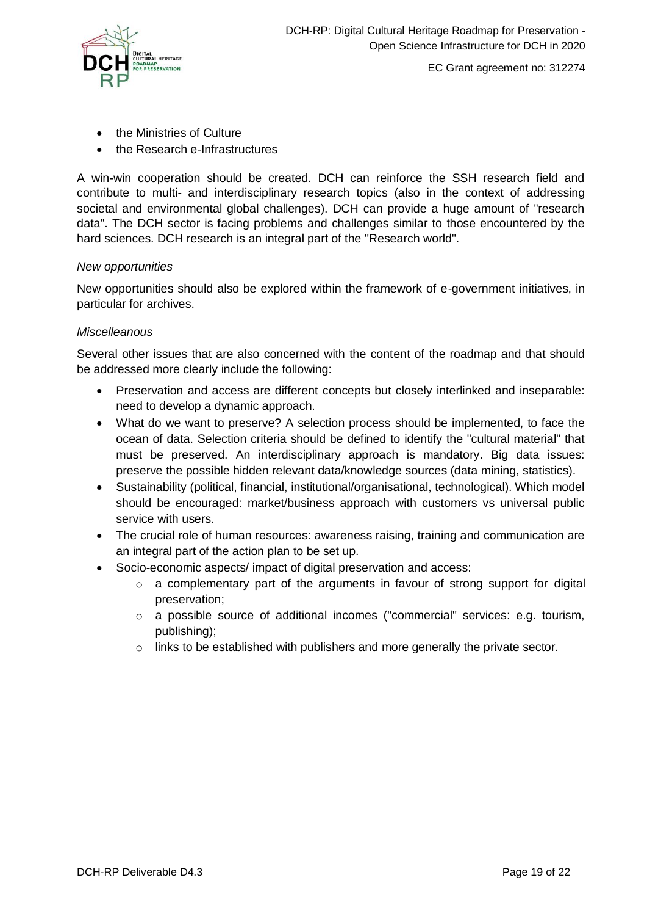- the Ministries of Culture
- the Research e-Infrastructures

A win-win cooperation should be created. DCH can reinforce the SSH research field and contribute to multi- and interdisciplinary research topics (also in the context of addressing societal and environmental global challenges). DCH can provide a huge amount of "research data". The DCH sector is facing problems and challenges similar to those encountered by the hard sciences. DCH research is an integral part of the "Research world".

*New opportunities*

New opportunities should also be explored within the framework of e-government initiatives, in particular for archives.

*Miscelleanous*

Several other issues that are also concerned with the content of the roadmap and that should be addressed more clearly include the following:

- Preservation and access are different concepts but closely interlinked and inseparable: need to develop a dynamic approach.
- What do we want to preserve? A selection process should be implemented, to face the ocean of data. Selection criteria should be defined to identify the "cultural material" that must be preserved. An interdisciplinary approach is mandatory. Big data issues: preserve the possible hidden relevant data/knowledge sources (data mining, statistics).
- Sustainability (political, financial, institutional/organisational, technological). Which model should be encouraged: market/business approach with customers vs universal public service with users.
- The crucial role of human resources: awareness raising, training and communication are an integral part of the action plan to be set up.
- Socio-economic aspects/ impact of digital preservation and access:
  - a complementary part of the arguments in favour of strong support for digital preservation;
  - a possible source of additional incomes ("commercial" services: e.g. tourism, publishing);
  - links to be established with publishers and more generally the private sector.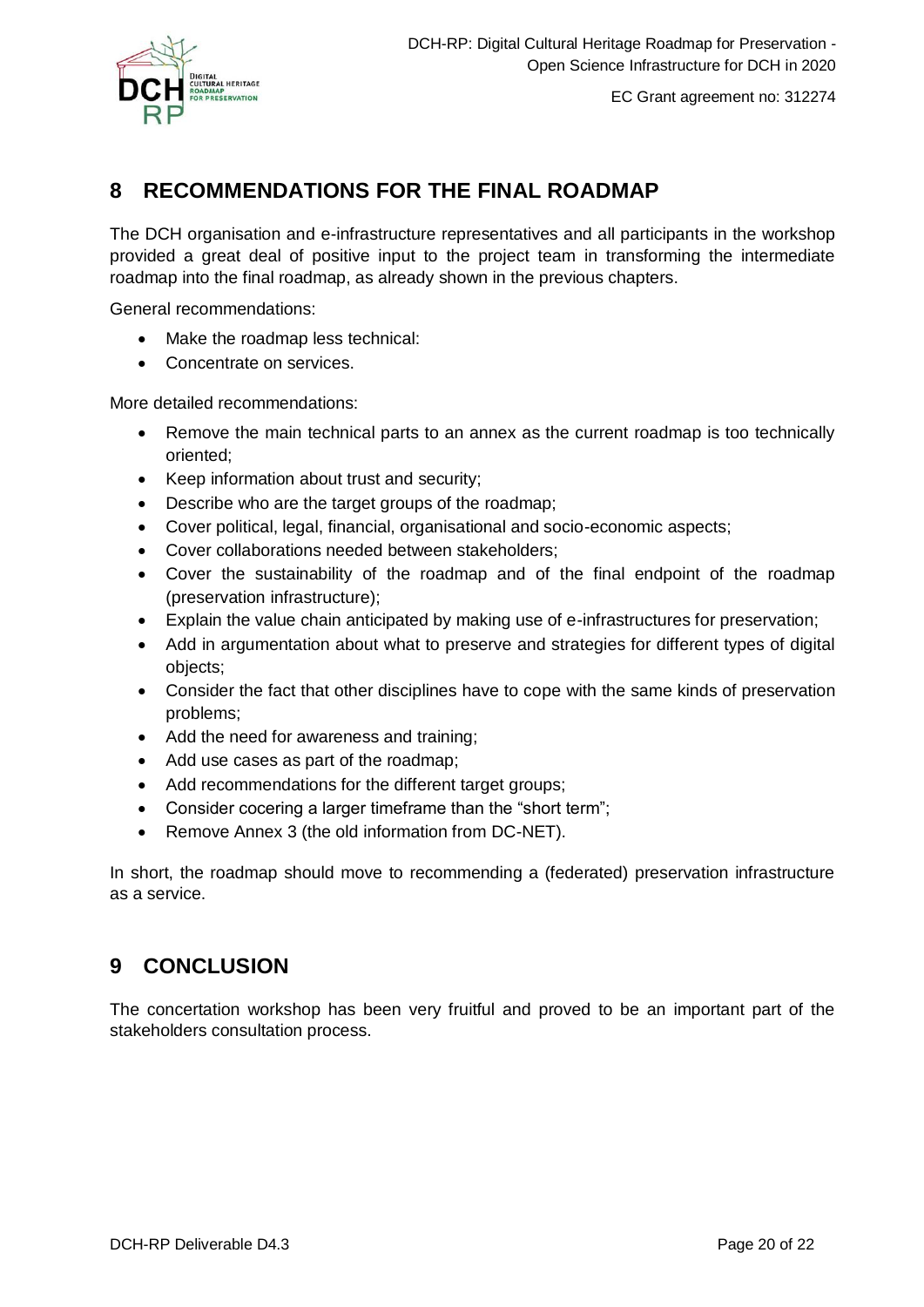# 8 RECOMMENDATIONS FOR THE FINAL ROADMAP

The DCH organisation and e-infrastructure representatives and all participants in the workshop provided a great deal of positive input to the project team in transforming the intermediate roadmap into the final roadmap, as already shown in the previous chapters.

General recommendations:

- Make the roadmap less technical:
- Concentrate on services.

More detailed recommendations:

- Remove the main technical parts to an annex as the current roadmap is too technically oriented;
- Keep information about trust and security;
- Describe who are the target groups of the roadmap;
- Cover political, legal, financial, organisational and socio-economic aspects;
- Cover collaborations needed between stakeholders;
- Cover the sustainability of the roadmap and of the final endpoint of the roadmap (preservation infrastructure);
- Explain the value chain anticipated by making use of e-infrastructures for preservation;
- Add in argumentation about what to preserve and strategies for different types of digital objects;
- Consider the fact that other disciplines have to cope with the same kinds of preservation problems;
- Add the need for awareness and training;
- Add use cases as part of the roadmap;
- Add recommendations for the different target groups;
- Consider cocering a larger timeframe than the "short term";
- Remove Annex 3 (the old information from DC-NET).

In short, the roadmap should move to recommending a (federated) preservation infrastructure as a service.

# 9 CONCLUSION

The concertation workshop has been very fruitful and proved to be an important part of the stakeholders consultation process.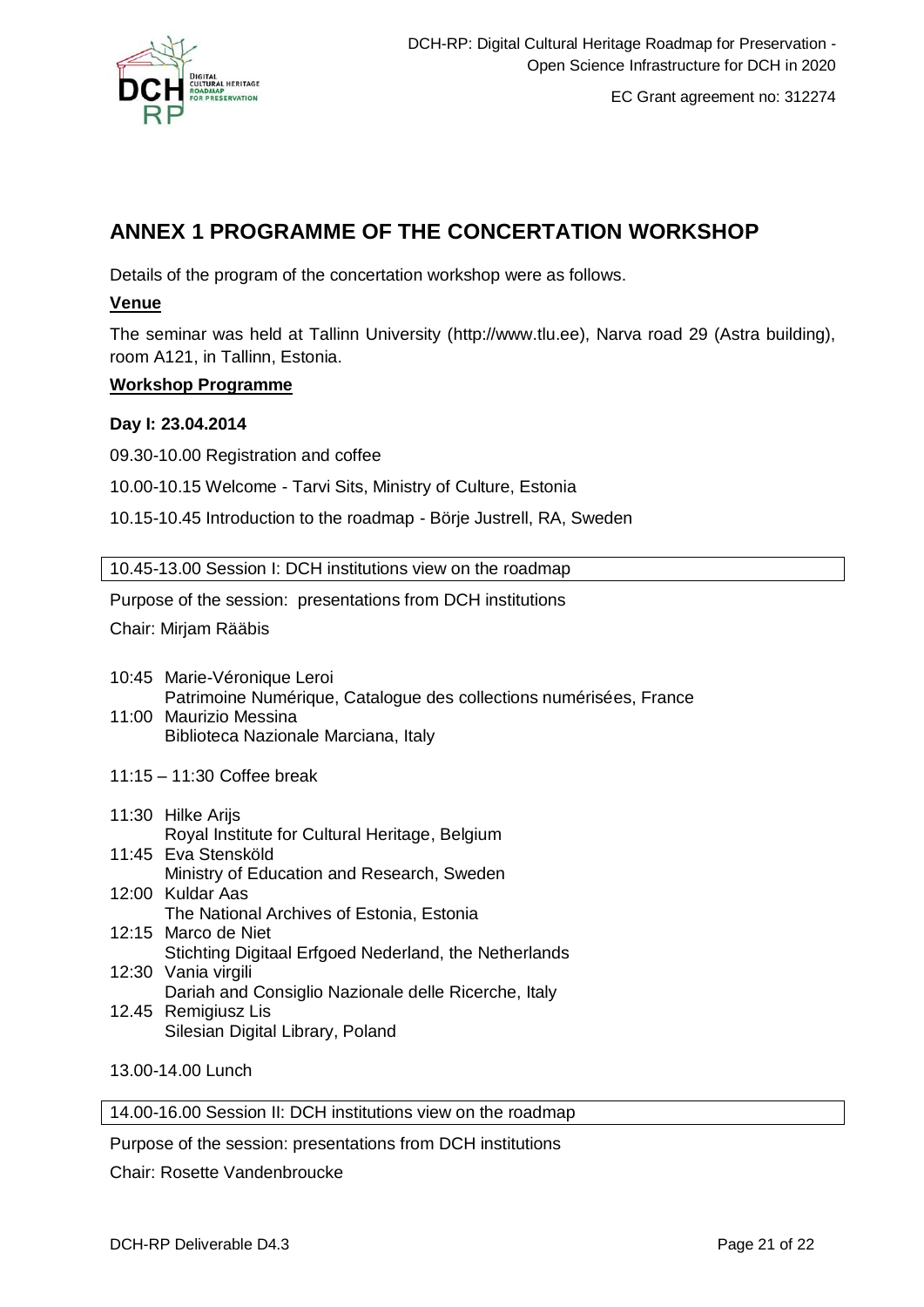# ANNEX 1 PROGRAMME OF THE CONCERTATION WORKSHOP

Details of the program of the concertation workshop were as follows.

**Venue**

The seminar was held at Tallinn University (http://www.tlu.ee), Narva road 29 (Astra building), room A121, in Tallinn, Estonia.

**Workshop Programme**

**Day I: 23.04.2014**

09.30-10.00 Registration and coffee

10.00-10.15 Welcome - Tarvi Sits, Ministry of Culture, Estonia

10.15-10.45 Introduction to the roadmap - Börje Justrell, RA, Sweden

10.45-13.00 Session I: DCH institutions view on the roadmap

Purpose of the session: presentations from DCH institutions

Chair: Mirjam Rääbis

10:45 Marie-Véronique Leroi
Patrimoine Numérique, Catalogue des collections numérisées, France

11:00 Maurizio Messina
Biblioteca Nazionale Marciana, Italy

11:15 – 11:30 Coffee break

11:30 Hilke Arijs
Royal Institute for Cultural Heritage, Belgium

11:45 Eva Stensköld
Ministry of Education and Research, Sweden

12:00 Kuldar Aas
The National Archives of Estonia, Estonia

12:15 Marco de Niet
Stichting Digitaal Erfgoed Nederland, the Netherlands

12:30 Vania virgili
Dariah and Consiglio Nazionale delle Ricerche, Italy

12.45 Remigiusz Lis
Silesian Digital Library, Poland

13.00-14.00 Lunch

14.00-16.00 Session II: DCH institutions view on the roadmap

Purpose of the session: presentations from DCH institutions

Chair: Rosette Vandenbroucke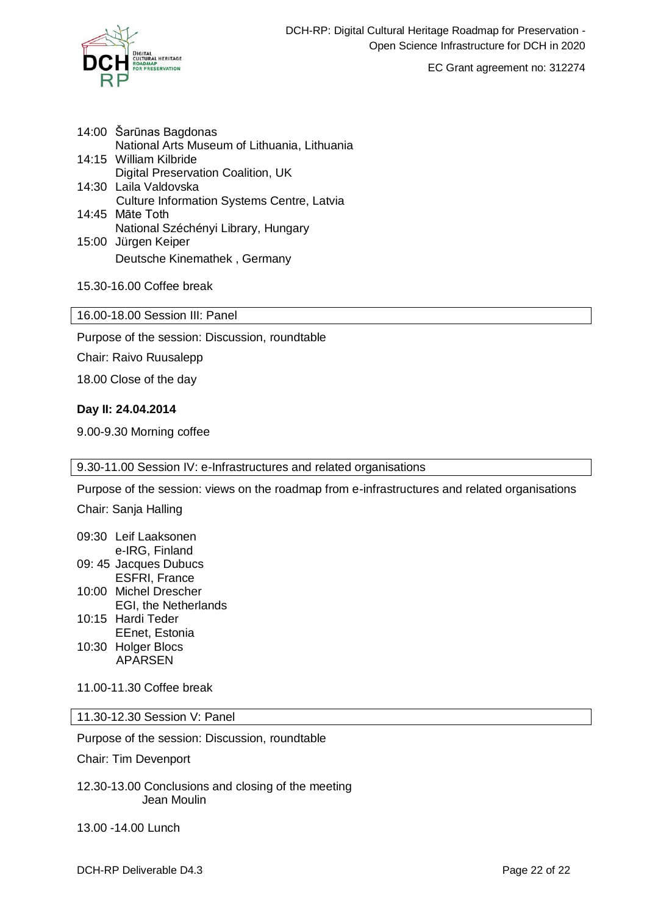14:00 Šarūnas Bagdonas
National Arts Museum of Lithuania, Lithuania
14:15 William Kilbride
Digital Preservation Coalition, UK
14:30 Laila Valdovska
Culture Information Systems Centre, Latvia
14:45 Māte Toth
National Széchényi Library, Hungary
15:00 Jürgen Keiper
Deutsche Kinemathek , Germany

15.30-16.00 Coffee break

16.00-18.00 Session III: Panel

Purpose of the session: Discussion, roundtable

Chair: Raivo Ruusalepp

18.00 Close of the day

**Day II: 24.04.2014**

9.00-9.30 Morning coffee

9.30-11.00 Session IV: e-Infrastructures and related organisations

Purpose of the session: views on the roadmap from e-infrastructures and related organisations

Chair: Sanja Halling

09:30 Leif Laaksonen
e-IRG, Finland
09: 45 Jacques Dubucs
ESFRI, France
10:00 Michel Drescher
EGI, the Netherlands
10:15 Hardi Teder
EEnet, Estonia
10:30 Holger Blocs
APARSEN

11.00-11.30 Coffee break

11.30-12.30 Session V: Panel

Purpose of the session: Discussion, roundtable

Chair: Tim Devenport

12.30-13.00 Conclusions and closing of the meeting
Jean Moulin

13.00 -14.00 Lunch